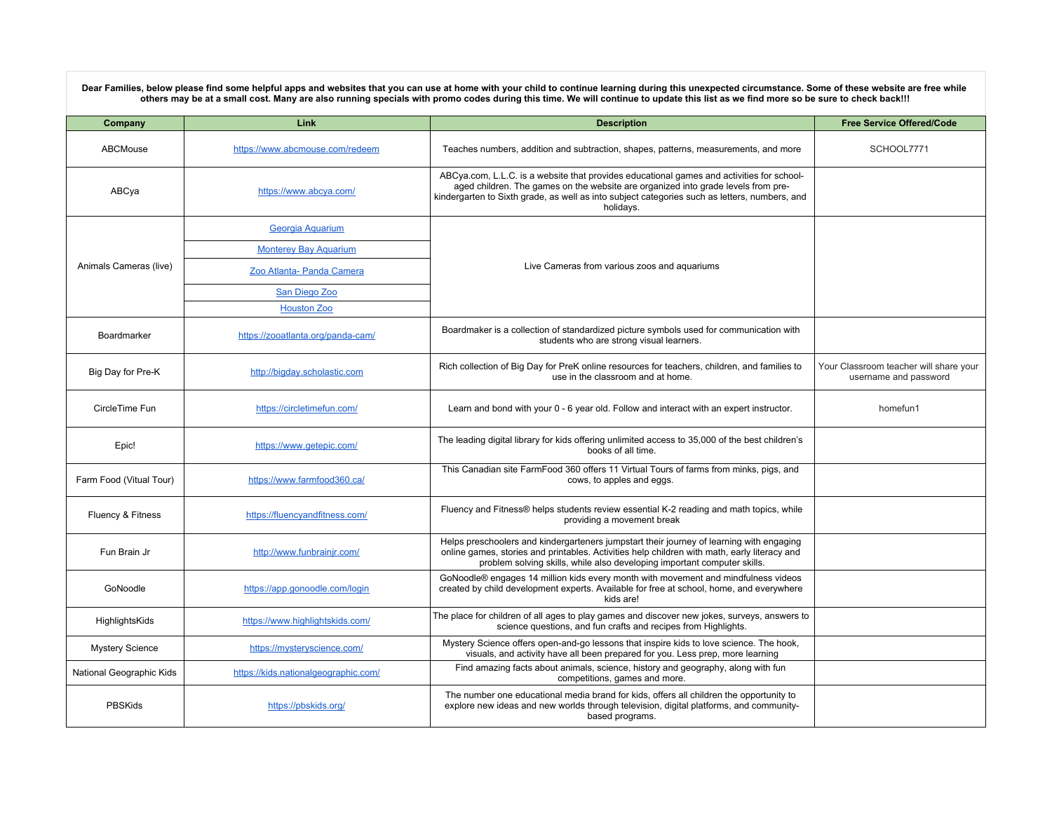**Dear Families, below please find some helpful apps and websites that you can use at home with your child to continue learning during this unexpected circumstance. Some of these website are free while others may be at a small cost. Many are also running specials with promo codes during this time. We will continue to update this list as we find more so be sure to check back!!!**

| Company | Link | Description | Free Service Offered/Code |
|---|---|---|---|
| ABCMouse | https://www.abcmouse.com/redeem | Teaches numbers, addition and subtraction, shapes, patterns, measurements, and more | SCHOOL7771 |
| ABCya | https://www.abcya.com/ | ABCya.com, L.L.C. is a website that provides educational games and activities for school-aged children. The games on the website are organized into grade levels from pre-kindergarten to Sixth grade, as well as into subject categories such as letters, numbers, and holidays. | |
| Animals Cameras (live) | Georgia Aquarium | Live Cameras from various zoos and aquariums | |
| | Monterey Bay Aquarium | | |
| | Zoo Atlanta- Panda Camera | | |
| | San Diego Zoo | | |
| | Houston Zoo | | |
| Boardmarker | https://zooatlanta.org/panda-cam/ | Boardmaker is a collection of standardized picture symbols used for communication with students who are strong visual learners. | |
| Big Day for Pre-K | http://bigday.scholastic.com | Rich collection of Big Day for PreK online resources for teachers, children, and families to use in the classroom and at home. | Your Classroom teacher will share your username and password |
| CircleTime Fun | https://circletimefun.com/ | Learn and bond with your 0 - 6 year old. Follow and interact with an expert instructor. | homefun1 |
| Epic! | https://www.getepic.com/ | The leading digital library for kids offering unlimited access to 35,000 of the best children's books of all time. | |
| Farm Food (Vitual Tour) | https://www.farmfood360.ca/ | This Canadian site FarmFood 360 offers 11 Virtual Tours of farms from minks, pigs, and cows, to apples and eggs. | |
| Fluency & Fitness | https://fluencyandfitness.com/ | Fluency and Fitness® helps students review essential K-2 reading and math topics, while providing a movement break | |
| Fun Brain Jr | http://www.funbrainjr.com/ | Helps preschoolers and kindergarteners jumpstart their journey of learning with engaging online games, stories and printables. Activities help children with math, early literacy and problem solving skills, while also developing important computer skills. | |
| GoNoodle | https://app.gonoodle.com/login | GoNoodle® engages 14 million kids every month with movement and mindfulness videos created by child development experts. Available for free at school, home, and everywhere kids are! | |
| HighlightsKids | https://www.highlightskids.com/ | The place for children of all ages to play games and discover new jokes, surveys, answers to science questions, and fun crafts and recipes from Highlights. | |
| Mystery Science | https://mysteryscience.com/ | Mystery Science offers open-and-go lessons that inspire kids to love science. The hook, visuals, and activity have all been prepared for you. Less prep, more learning | |
| National Geographic Kids | https://kids.nationalgeographic.com/ | Find amazing facts about animals, science, history and geography, along with fun competitions, games and more. | |
| PBSKids | https://pbskids.org/ | The number one educational media brand for kids, offers all children the opportunity to explore new ideas and new worlds through television, digital platforms, and community-based programs. | |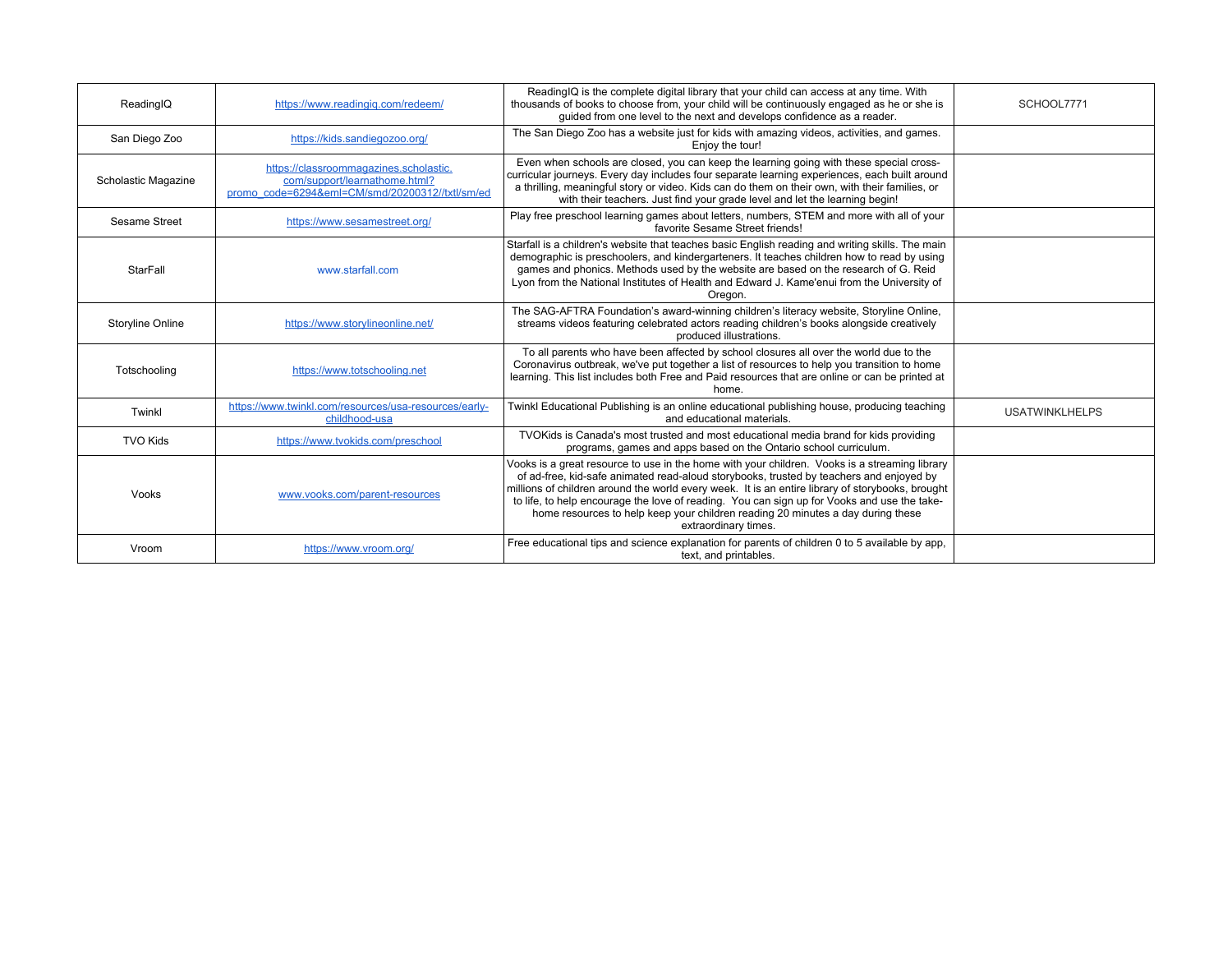| | | | |
|---|---|---|---|
| ReadingIQ | https://www.readingiq.com/redeem/ | ReadingIQ is the complete digital library that your child can access at any time. With thousands of books to choose from, your child will be continuously engaged as he or she is guided from one level to the next and develops confidence as a reader. | SCHOOL7771 |
| San Diego Zoo | https://kids.sandiegozoo.org/ | The San Diego Zoo has a website just for kids with amazing videos, activities, and games. Enjoy the tour! | |
| Scholastic Magazine | https://classroommagazines.scholastic.com/support/learnathome.html?promo_code=6294&eml=CM/smd/20200312//txtl/sm/ed | Even when schools are closed, you can keep the learning going with these special cross-curricular journeys. Every day includes four separate learning experiences, each built around a thrilling, meaningful story or video. Kids can do them on their own, with their families, or with their teachers. Just find your grade level and let the learning begin! | |
| Sesame Street | https://www.sesamestreet.org/ | Play free preschool learning games about letters, numbers, STEM and more with all of your favorite Sesame Street friends! | |
| StarFall | www.starfall.com | Starfall is a children's website that teaches basic English reading and writing skills. The main demographic is preschoolers, and kindergarteners. It teaches children how to read by using games and phonics. Methods used by the website are based on the research of G. Reid Lyon from the National Institutes of Health and Edward J. Kame'enui from the University of Oregon. | |
| Storyline Online | https://www.storylineonline.net/ | The SAG-AFTRA Foundation's award-winning children's literacy website, Storyline Online, streams videos featuring celebrated actors reading children's books alongside creatively produced illustrations. | |
| Totschooling | https://www.totschooling.net | To all parents who have been affected by school closures all over the world due to the Coronavirus outbreak, we've put together a list of resources to help you transition to home learning. This list includes both Free and Paid resources that are online or can be printed at home. | |
| Twinkl | https://www.twinkl.com/resources/usa-resources/early-childhood-usa | Twinkl Educational Publishing is an online educational publishing house, producing teaching and educational materials. | USATWINKLHELPS |
| TVO Kids | https://www.tvokids.com/preschool | TVOKids is Canada's most trusted and most educational media brand for kids providing programs, games and apps based on the Ontario school curriculum. | |
| Vooks | www.vooks.com/parent-resources | Vooks is a great resource to use in the home with your children. Vooks is a streaming library of ad-free, kid-safe animated read-aloud storybooks, trusted by teachers and enjoyed by millions of children around the world every week. It is an entire library of storybooks, brought to life, to help encourage the love of reading. You can sign up for Vooks and use the take-home resources to help keep your children reading 20 minutes a day during these extraordinary times. | |
| Vroom | https://www.vroom.org/ | Free educational tips and science explanation for parents of children 0 to 5 available by app, text, and printables. | |